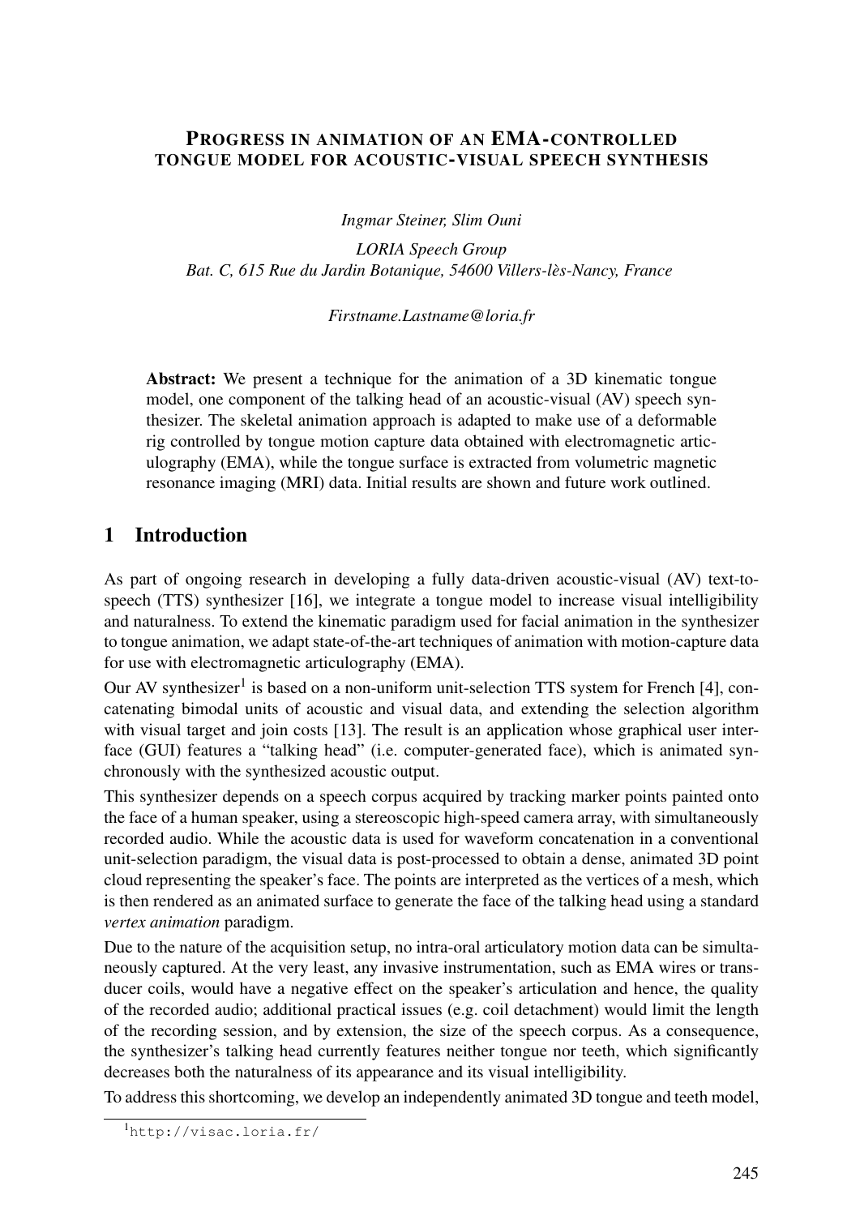# PROGRESS IN ANIMATION OF AN EMA-CONTROLLED TONGUE MODEL FOR ACOUSTIC-VISUAL SPEECH SYNTHESIS

*Ingmar Steiner, Slim Ouni*

*LORIA Speech Group*
*Bat. C, 615 Rue du Jardin Botanique, 54600 Villers-lès-Nancy, France*

*Firstname.Lastname@loria.fr*

**Abstract:** We present a technique for the animation of a 3D kinematic tongue model, one component of the talking head of an acoustic-visual (AV) speech synthesizer. The skeletal animation approach is adapted to make use of a deformable rig controlled by tongue motion capture data obtained with electromagnetic articulography (EMA), while the tongue surface is extracted from volumetric magnetic resonance imaging (MRI) data. Initial results are shown and future work outlined.

## 1 Introduction

As part of ongoing research in developing a fully data-driven acoustic-visual (AV) text-to-speech (TTS) synthesizer [16], we integrate a tongue model to increase visual intelligibility and naturalness. To extend the kinematic paradigm used for facial animation in the synthesizer to tongue animation, we adapt state-of-the-art techniques of animation with motion-capture data for use with electromagnetic articulography (EMA).

Our AV synthesizer[1] is based on a non-uniform unit-selection TTS system for French [4], concatenating bimodal units of acoustic and visual data, and extending the selection algorithm with visual target and join costs [13]. The result is an application whose graphical user interface (GUI) features a "talking head" (i.e. computer-generated face), which is animated synchronously with the synthesized acoustic output.

This synthesizer depends on a speech corpus acquired by tracking marker points painted onto the face of a human speaker, using a stereoscopic high-speed camera array, with simultaneously recorded audio. While the acoustic data is used for waveform concatenation in a conventional unit-selection paradigm, the visual data is post-processed to obtain a dense, animated 3D point cloud representing the speaker's face. The points are interpreted as the vertices of a mesh, which is then rendered as an animated surface to generate the face of the talking head using a standard *vertex animation* paradigm.

Due to the nature of the acquisition setup, no intra-oral articulatory motion data can be simultaneously captured. At the very least, any invasive instrumentation, such as EMA wires or transducer coils, would have a negative effect on the speaker's articulation and hence, the quality of the recorded audio; additional practical issues (e.g. coil detachment) would limit the length of the recording session, and by extension, the size of the speech corpus. As a consequence, the synthesizer's talking head currently features neither tongue nor teeth, which significantly decreases both the naturalness of its appearance and its visual intelligibility.

To address this shortcoming, we develop an independently animated 3D tongue and teeth model,

[1] http://visac.loria.fr/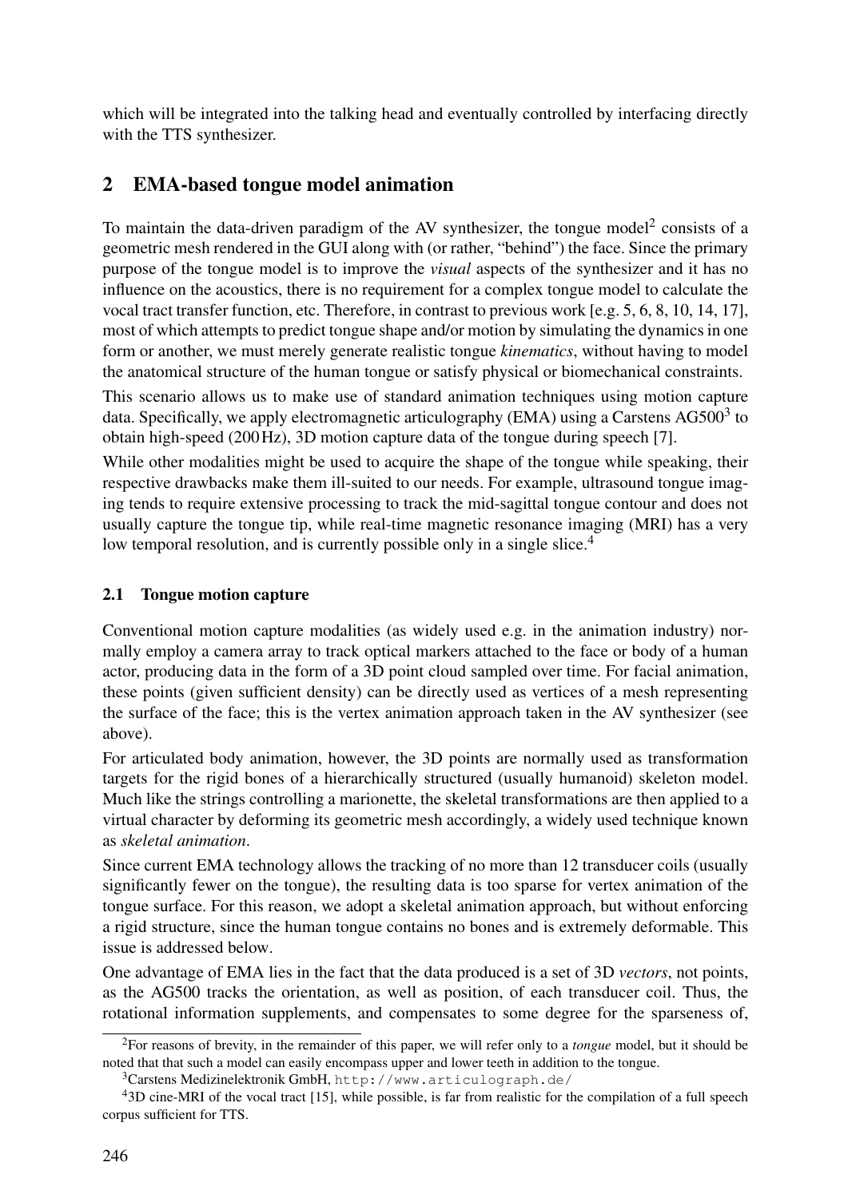which will be integrated into the talking head and eventually controlled by interfacing directly with the TTS synthesizer.

## 2 EMA-based tongue model animation

To maintain the data-driven paradigm of the AV synthesizer, the tongue model[2] consists of a geometric mesh rendered in the GUI along with (or rather, "behind") the face. Since the primary purpose of the tongue model is to improve the *visual* aspects of the synthesizer and it has no influence on the acoustics, there is no requirement for a complex tongue model to calculate the vocal tract transfer function, etc. Therefore, in contrast to previous work [e.g. 5, 6, 8, 10, 14, 17], most of which attempts to predict tongue shape and/or motion by simulating the dynamics in one form or another, we must merely generate realistic tongue *kinematics*, without having to model the anatomical structure of the human tongue or satisfy physical or biomechanical constraints.

This scenario allows us to make use of standard animation techniques using motion capture data. Specifically, we apply electromagnetic articulography (EMA) using a Carstens AG500[3] to obtain high-speed (200 Hz), 3D motion capture data of the tongue during speech [7].

While other modalities might be used to acquire the shape of the tongue while speaking, their respective drawbacks make them ill-suited to our needs. For example, ultrasound tongue imaging tends to require extensive processing to track the mid-sagittal tongue contour and does not usually capture the tongue tip, while real-time magnetic resonance imaging (MRI) has a very low temporal resolution, and is currently possible only in a single slice.[4]

### 2.1 Tongue motion capture

Conventional motion capture modalities (as widely used e.g. in the animation industry) normally employ a camera array to track optical markers attached to the face or body of a human actor, producing data in the form of a 3D point cloud sampled over time. For facial animation, these points (given sufficient density) can be directly used as vertices of a mesh representing the surface of the face; this is the vertex animation approach taken in the AV synthesizer (see above).

For articulated body animation, however, the 3D points are normally used as transformation targets for the rigid bones of a hierarchically structured (usually humanoid) skeleton model. Much like the strings controlling a marionette, the skeletal transformations are then applied to a virtual character by deforming its geometric mesh accordingly, a widely used technique known as *skeletal animation*.

Since current EMA technology allows the tracking of no more than 12 transducer coils (usually significantly fewer on the tongue), the resulting data is too sparse for vertex animation of the tongue surface. For this reason, we adopt a skeletal animation approach, but without enforcing a rigid structure, since the human tongue contains no bones and is extremely deformable. This issue is addressed below.

One advantage of EMA lies in the fact that the data produced is a set of 3D *vectors*, not points, as the AG500 tracks the orientation, as well as position, of each transducer coil. Thus, the rotational information supplements, and compensates to some degree for the sparseness of,

---

[2] For reasons of brevity, in the remainder of this paper, we will refer only to a *tongue* model, but it should be noted that that such a model can easily encompass upper and lower teeth in addition to the tongue.

[3] Carstens Medizinelektronik GmbH, `http://www.articulograph.de/`

[4] 3D cine-MRI of the vocal tract [15], while possible, is far from realistic for the compilation of a full speech corpus sufficient for TTS.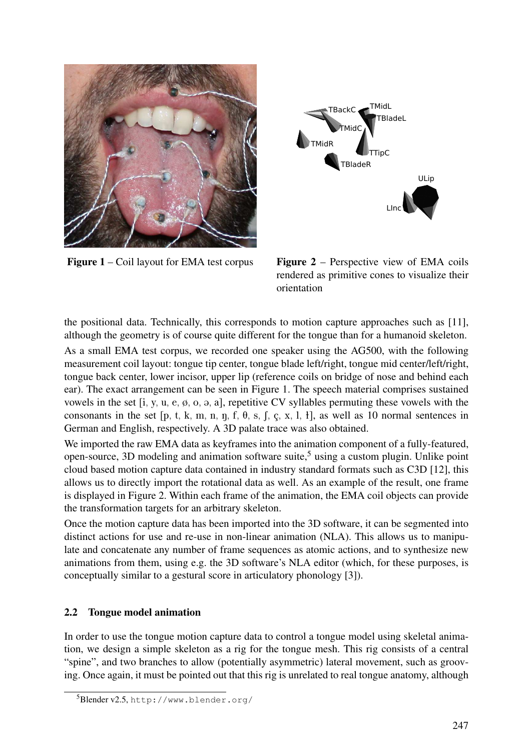**Figure 1** – Coil layout for EMA test corpus

**Figure 2** – Perspective view of EMA coils rendered as primitive cones to visualize their orientation

the positional data. Technically, this corresponds to motion capture approaches such as [11], although the geometry is of course quite different for the tongue than for a humanoid skeleton.

As a small EMA test corpus, we recorded one speaker using the AG500, with the following measurement coil layout: tongue tip center, tongue blade left/right, tongue mid center/left/right, tongue back center, lower incisor, upper lip (reference coils on bridge of nose and behind each ear). The exact arrangement can be seen in Figure 1. The speech material comprises sustained vowels in the set [i, y, u, e, ø, o, ə, a], repetitive CV syllables permuting these vowels with the consonants in the set [p, t, k, m, n, ŋ, f, θ, s, ʃ, ç, x, l, ɫ], as well as 10 normal sentences in German and English, respectively. A 3D palate trace was also obtained.

We imported the raw EMA data as keyframes into the animation component of a fully-featured, open-source, 3D modeling and animation software suite,[5] using a custom plugin. Unlike point cloud based motion capture data contained in industry standard formats such as C3D [12], this allows us to directly import the rotational data as well. As an example of the result, one frame is displayed in Figure 2. Within each frame of the animation, the EMA coil objects can provide the transformation targets for an arbitrary skeleton.

Once the motion capture data has been imported into the 3D software, it can be segmented into distinct actions for use and re-use in non-linear animation (NLA). This allows us to manipulate and concatenate any number of frame sequences as atomic actions, and to synthesize new animations from them, using e.g. the 3D software's NLA editor (which, for these purposes, is conceptually similar to a gestural score in articulatory phonology [3]).

### 2.2 Tongue model animation

In order to use the tongue motion capture data to control a tongue model using skeletal animation, we design a simple skeleton as a rig for the tongue mesh. This rig consists of a central "spine", and two branches to allow (potentially asymmetric) lateral movement, such as grooving. Once again, it must be pointed out that this rig is unrelated to real tongue anatomy, although

[5] Blender v2.5, http://www.blender.org/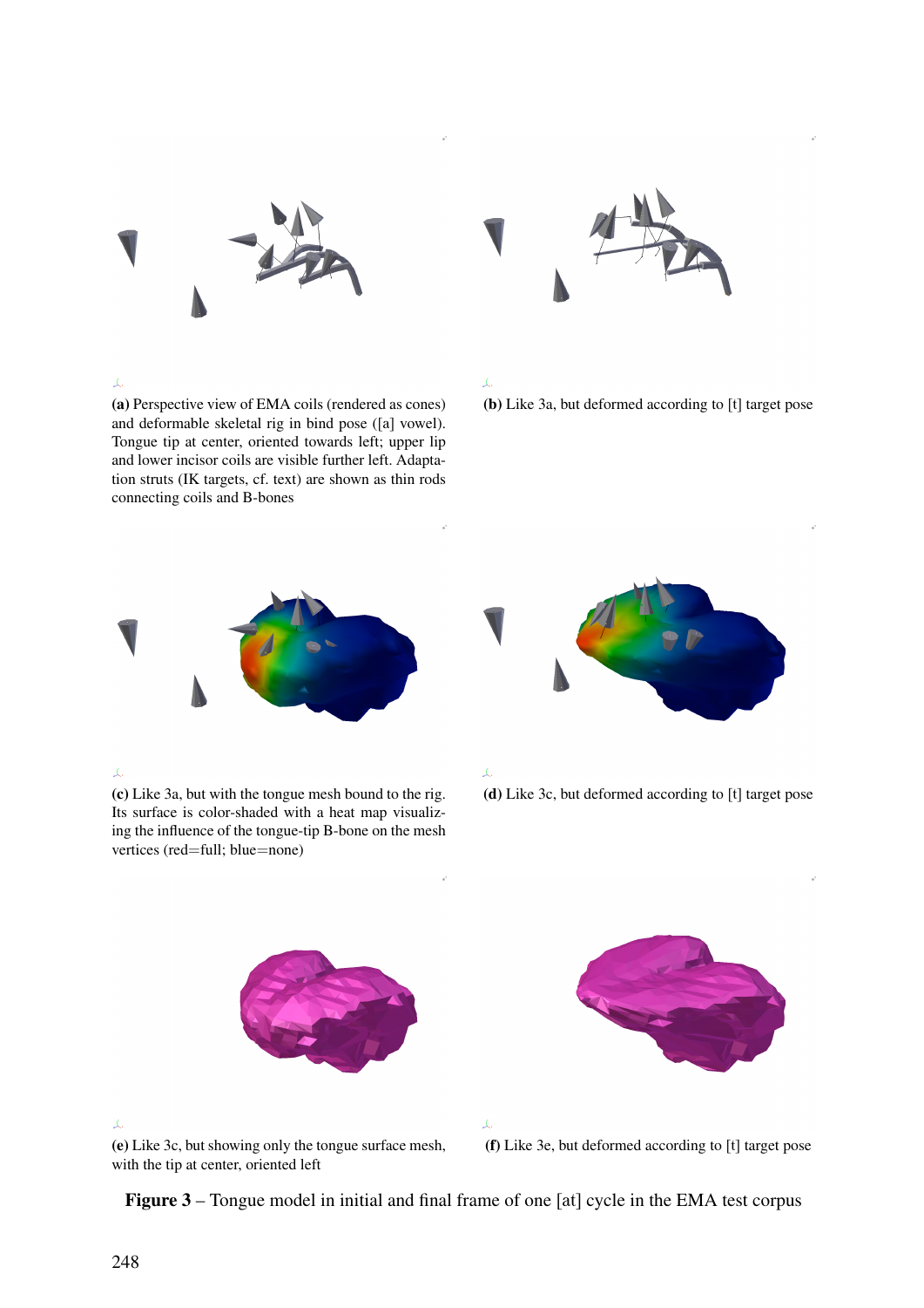**(a)** Perspective view of EMA coils (rendered as cones) and deformable skeletal rig in bind pose ([a] vowel). Tongue tip at center, oriented towards left; upper lip and lower incisor coils are visible further left. Adaptation struts (IK targets, cf. text) are shown as thin rods connecting coils and B-bones

**(b)** Like 3a, but deformed according to [t] target pose

**(c)** Like 3a, but with the tongue mesh bound to the rig. Its surface is color-shaded with a heat map visualizing the influence of the tongue-tip B-bone on the mesh vertices (red=full; blue=none)

**(d)** Like 3c, but deformed according to [t] target pose

**(e)** Like 3c, but showing only the tongue surface mesh, with the tip at center, oriented left

**(f)** Like 3e, but deformed according to [t] target pose

**Figure 3** – Tongue model in initial and final frame of one [at] cycle in the EMA test corpus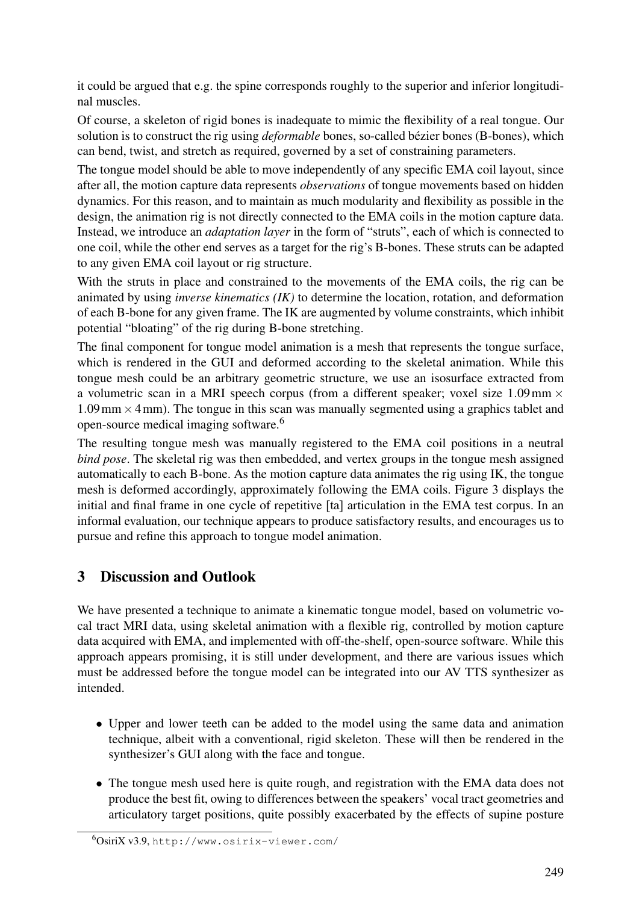it could be argued that e.g. the spine corresponds roughly to the superior and inferior longitudinal muscles.

Of course, a skeleton of rigid bones is inadequate to mimic the flexibility of a real tongue. Our solution is to construct the rig using *deformable* bones, so-called bézier bones (B-bones), which can bend, twist, and stretch as required, governed by a set of constraining parameters.

The tongue model should be able to move independently of any specific EMA coil layout, since after all, the motion capture data represents *observations* of tongue movements based on hidden dynamics. For this reason, and to maintain as much modularity and flexibility as possible in the design, the animation rig is not directly connected to the EMA coils in the motion capture data. Instead, we introduce an *adaptation layer* in the form of "struts", each of which is connected to one coil, while the other end serves as a target for the rig's B-bones. These struts can be adapted to any given EMA coil layout or rig structure.

With the struts in place and constrained to the movements of the EMA coils, the rig can be animated by using *inverse kinematics (IK)* to determine the location, rotation, and deformation of each B-bone for any given frame. The IK are augmented by volume constraints, which inhibit potential "bloating" of the rig during B-bone stretching.

The final component for tongue model animation is a mesh that represents the tongue surface, which is rendered in the GUI and deformed according to the skeletal animation. While this tongue mesh could be an arbitrary geometric structure, we use an isosurface extracted from a volumetric scan in a MRI speech corpus (from a different speaker; voxel size $1.09\,\text{mm} \times 1.09\,\text{mm} \times 4\,\text{mm}$). The tongue in this scan was manually segmented using a graphics tablet and open-source medical imaging software.[6]

The resulting tongue mesh was manually registered to the EMA coil positions in a neutral *bind pose*. The skeletal rig was then embedded, and vertex groups in the tongue mesh assigned automatically to each B-bone. As the motion capture data animates the rig using IK, the tongue mesh is deformed accordingly, approximately following the EMA coils. Figure 3 displays the initial and final frame in one cycle of repetitive [ta] articulation in the EMA test corpus. In an informal evaluation, our technique appears to produce satisfactory results, and encourages us to pursue and refine this approach to tongue model animation.

## 3 Discussion and Outlook

We have presented a technique to animate a kinematic tongue model, based on volumetric vocal tract MRI data, using skeletal animation with a flexible rig, controlled by motion capture data acquired with EMA, and implemented with off-the-shelf, open-source software. While this approach appears promising, it is still under development, and there are various issues which must be addressed before the tongue model can be integrated into our AV TTS synthesizer as intended.

- Upper and lower teeth can be added to the model using the same data and animation technique, albeit with a conventional, rigid skeleton. These will then be rendered in the synthesizer's GUI along with the face and tongue.
- The tongue mesh used here is quite rough, and registration with the EMA data does not produce the best fit, owing to differences between the speakers' vocal tract geometries and articulatory target positions, quite possibly exacerbated by the effects of supine posture

[6] OsiriX v3.9, http://www.osirix-viewer.com/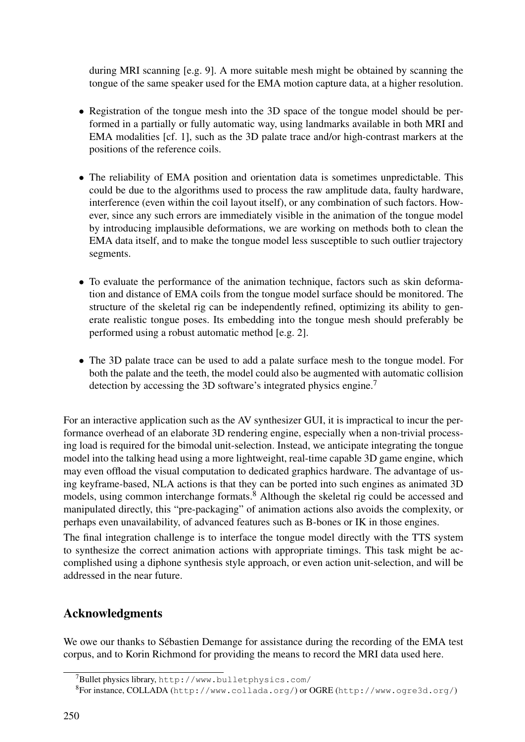during MRI scanning [e.g. 9]. A more suitable mesh might be obtained by scanning the tongue of the same speaker used for the EMA motion capture data, at a higher resolution.

- Registration of the tongue mesh into the 3D space of the tongue model should be performed in a partially or fully automatic way, using landmarks available in both MRI and EMA modalities [cf. 1], such as the 3D palate trace and/or high-contrast markers at the positions of the reference coils.
- The reliability of EMA position and orientation data is sometimes unpredictable. This could be due to the algorithms used to process the raw amplitude data, faulty hardware, interference (even within the coil layout itself), or any combination of such factors. However, since any such errors are immediately visible in the animation of the tongue model by introducing implausible deformations, we are working on methods both to clean the EMA data itself, and to make the tongue model less susceptible to such outlier trajectory segments.
- To evaluate the performance of the animation technique, factors such as skin deformation and distance of EMA coils from the tongue model surface should be monitored. The structure of the skeletal rig can be independently refined, optimizing its ability to generate realistic tongue poses. Its embedding into the tongue mesh should preferably be performed using a robust automatic method [e.g. 2].
- The 3D palate trace can be used to add a palate surface mesh to the tongue model. For both the palate and the teeth, the model could also be augmented with automatic collision detection by accessing the 3D software's integrated physics engine.[7]

For an interactive application such as the AV synthesizer GUI, it is impractical to incur the performance overhead of an elaborate 3D rendering engine, especially when a non-trivial processing load is required for the bimodal unit-selection. Instead, we anticipate integrating the tongue model into the talking head using a more lightweight, real-time capable 3D game engine, which may even offload the visual computation to dedicated graphics hardware. The advantage of using keyframe-based, NLA actions is that they can be ported into such engines as animated 3D models, using common interchange formats.[8] Although the skeletal rig could be accessed and manipulated directly, this "pre-packaging" of animation actions also avoids the complexity, or perhaps even unavailability, of advanced features such as B-bones or IK in those engines.

The final integration challenge is to interface the tongue model directly with the TTS system to synthesize the correct animation actions with appropriate timings. This task might be accomplished using a diphone synthesis style approach, or even action unit-selection, and will be addressed in the near future.

## Acknowledgments

We owe our thanks to Sébastien Demange for assistance during the recording of the EMA test corpus, and to Korin Richmond for providing the means to record the MRI data used here.

[7] Bullet physics library, `http://www.bulletphysics.com/`

[8] For instance, COLLADA (`http://www.collada.org/`) or OGRE (`http://www.ogre3d.org/`)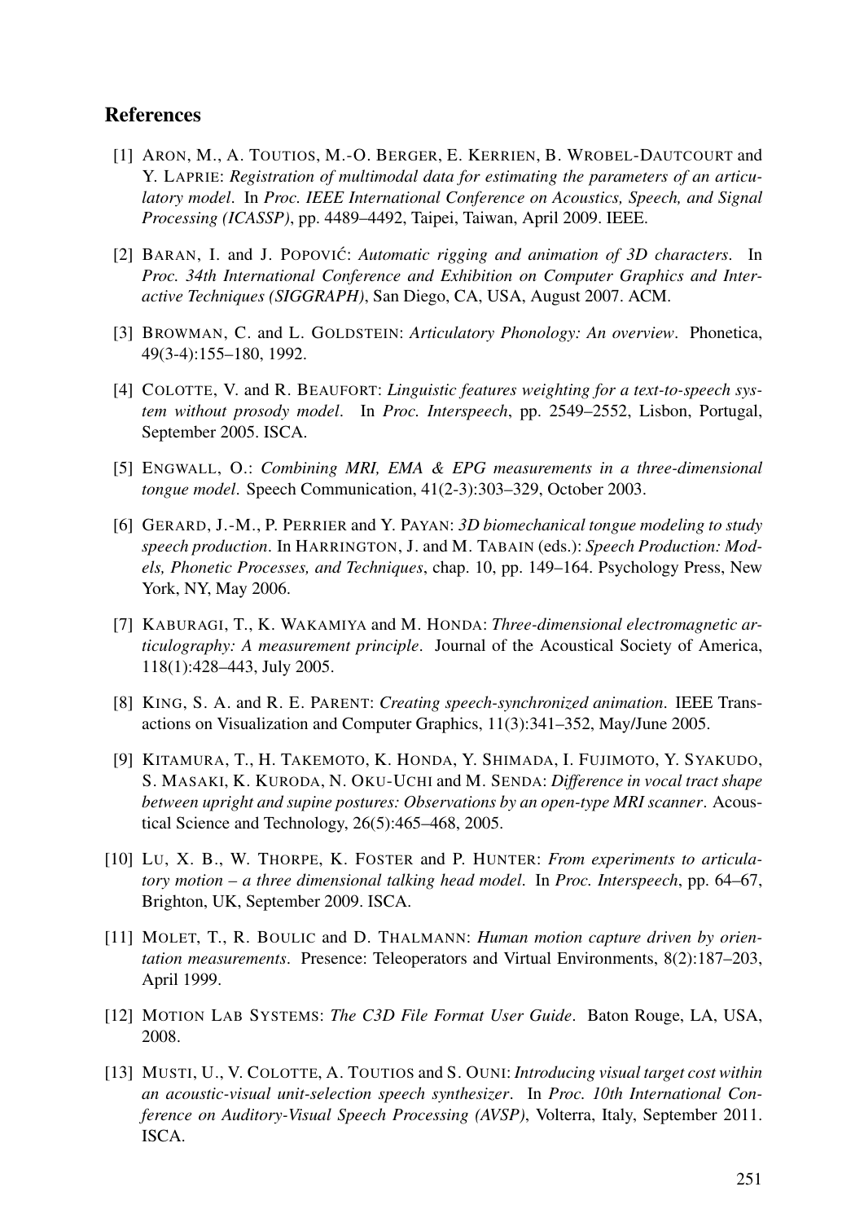## References

[1] Aron, M., A. Toutios, M.-O. Berger, E. Kerrien, B. Wrobel-Dautcourt and Y. Laprie: *Registration of multimodal data for estimating the parameters of an articulatory model*. In *Proc. IEEE International Conference on Acoustics, Speech, and Signal Processing (ICASSP)*, pp. 4489–4492, Taipei, Taiwan, April 2009. IEEE.

[2] Baran, I. and J. Popović: *Automatic rigging and animation of 3D characters*. In *Proc. 34th International Conference and Exhibition on Computer Graphics and Interactive Techniques (SIGGRAPH)*, San Diego, CA, USA, August 2007. ACM.

[3] Browman, C. and L. Goldstein: *Articulatory Phonology: An overview*. Phonetica, 49(3-4):155–180, 1992.

[4] Colotte, V. and R. Beaufort: *Linguistic features weighting for a text-to-speech system without prosody model*. In *Proc. Interspeech*, pp. 2549–2552, Lisbon, Portugal, September 2005. ISCA.

[5] Engwall, O.: *Combining MRI, EMA & EPG measurements in a three-dimensional tongue model*. Speech Communication, 41(2-3):303–329, October 2003.

[6] Gerard, J.-M., P. Perrier and Y. Payan: *3D biomechanical tongue modeling to study speech production*. In Harrington, J. and M. Tabain (eds.): *Speech Production: Models, Phonetic Processes, and Techniques*, chap. 10, pp. 149–164. Psychology Press, New York, NY, May 2006.

[7] Kaburagi, T., K. Wakamiya and M. Honda: *Three-dimensional electromagnetic articulography: A measurement principle*. Journal of the Acoustical Society of America, 118(1):428–443, July 2005.

[8] King, S. A. and R. E. Parent: *Creating speech-synchronized animation*. IEEE Transactions on Visualization and Computer Graphics, 11(3):341–352, May/June 2005.

[9] Kitamura, T., H. Takemoto, K. Honda, Y. Shimada, I. Fujimoto, Y. Syakudo, S. Masaki, K. Kuroda, N. Oku-Uchi and M. Senda: *Difference in vocal tract shape between upright and supine postures: Observations by an open-type MRI scanner*. Acoustical Science and Technology, 26(5):465–468, 2005.

[10] Lu, X. B., W. Thorpe, K. Foster and P. Hunter: *From experiments to articulatory motion – a three dimensional talking head model*. In *Proc. Interspeech*, pp. 64–67, Brighton, UK, September 2009. ISCA.

[11] Molet, T., R. Boulic and D. Thalmann: *Human motion capture driven by orientation measurements*. Presence: Teleoperators and Virtual Environments, 8(2):187–203, April 1999.

[12] Motion Lab Systems: *The C3D File Format User Guide*. Baton Rouge, LA, USA, 2008.

[13] Musti, U., V. Colotte, A. Toutios and S. Ouni: *Introducing visual target cost within an acoustic-visual unit-selection speech synthesizer*. In *Proc. 10th International Conference on Auditory-Visual Speech Processing (AVSP)*, Volterra, Italy, September 2011. ISCA.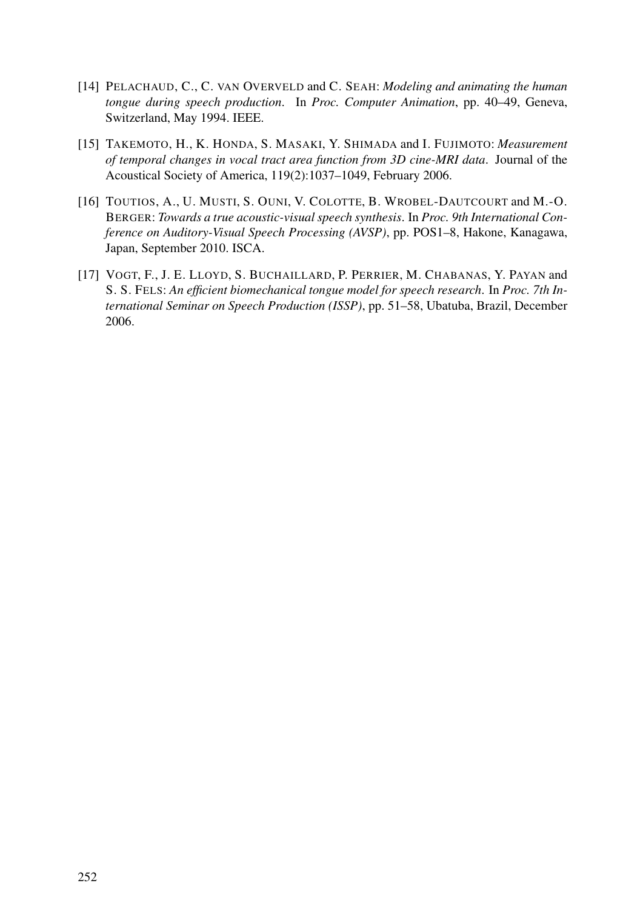[14] PELACHAUD, C., C. VAN OVERVELD and C. SEAH: *Modeling and animating the human tongue during speech production*. In *Proc. Computer Animation*, pp. 40–49, Geneva, Switzerland, May 1994. IEEE.

[15] TAKEMOTO, H., K. HONDA, S. MASAKI, Y. SHIMADA and I. FUJIMOTO: *Measurement of temporal changes in vocal tract area function from 3D cine-MRI data*. Journal of the Acoustical Society of America, 119(2):1037–1049, February 2006.

[16] TOUTIOS, A., U. MUSTI, S. OUNI, V. COLOTTE, B. WROBEL-DAUTCOURT and M.-O. BERGER: *Towards a true acoustic-visual speech synthesis*. In *Proc. 9th International Conference on Auditory-Visual Speech Processing (AVSP)*, pp. POS1–8, Hakone, Kanagawa, Japan, September 2010. ISCA.

[17] VOGT, F., J. E. LLOYD, S. BUCHAILLARD, P. PERRIER, M. CHABANAS, Y. PAYAN and S. S. FELS: *An efficient biomechanical tongue model for speech research*. In *Proc. 7th International Seminar on Speech Production (ISSP)*, pp. 51–58, Ubatuba, Brazil, December 2006.